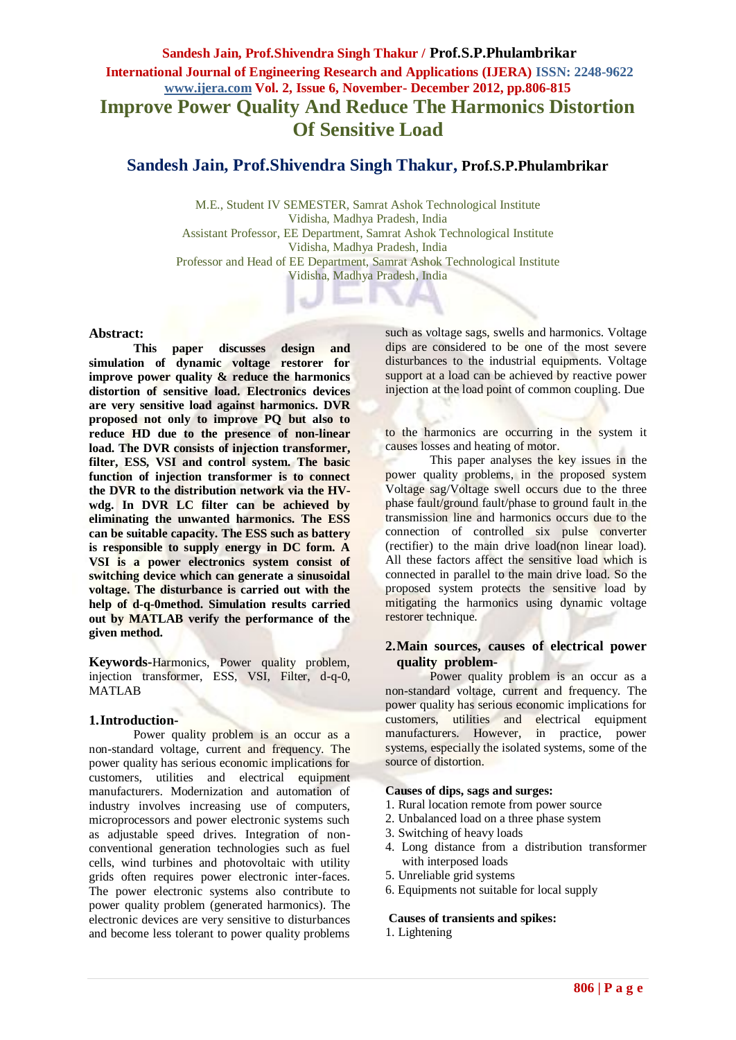# Improve Power Quality And Reduce The Harmonics Distortion Of Sensitive Load

## Sandesh Jain, Prof.Shivendra Singh Thakur, Prof.S.P.Phulambrikar

M.E., Student IV SEMESTER, Samrat Ashok Technological Institute
Vidisha, Madhya Pradesh, India
Assistant Professor, EE Department, Samrat Ashok Technological Institute
Vidisha, Madhya Pradesh, India
Professor and Head of EE Department, Samrat Ashok Technological Institute
Vidisha, Madhya Pradesh, India

**Abstract:**

**This paper discusses design and simulation of dynamic voltage restorer for improve power quality & reduce the harmonics distortion of sensitive load. Electronics devices are very sensitive load against harmonics. DVR proposed not only to improve PQ but also to reduce HD due to the presence of non-linear load. The DVR consists of injection transformer, filter, ESS, VSI and control system. The basic function of injection transformer is to connect the DVR to the distribution network via the HV-wdg. In DVR LC filter can be achieved by eliminating the unwanted harmonics. The ESS can be suitable capacity. The ESS such as battery is responsible to supply energy in DC form. A VSI is a power electronics system consist of switching device which can generate a sinusoidal voltage. The disturbance is carried out with the help of d-q-0method. Simulation results carried out by MATLAB verify the performance of the given method.**

**Keywords-**Harmonics, Power quality problem, injection transformer, ESS, VSI, Filter, d-q-0, MATLAB

## 1.Introduction-

Power quality problem is an occur as a non-standard voltage, current and frequency. The power quality has serious economic implications for customers, utilities and electrical equipment manufacturers. Modernization and automation of industry involves increasing use of computers, microprocessors and power electronic systems such as adjustable speed drives. Integration of non-conventional generation technologies such as fuel cells, wind turbines and photovoltaic with utility grids often requires power electronic inter-faces. The power electronic systems also contribute to power quality problem (generated harmonics). The electronic devices are very sensitive to disturbances and become less tolerant to power quality problems such as voltage sags, swells and harmonics. Voltage dips are considered to be one of the most severe disturbances to the industrial equipments. Voltage support at a load can be achieved by reactive power injection at the load point of common coupling. Due to the harmonics are occurring in the system it causes losses and heating of motor.

This paper analyses the key issues in the power quality problems, in the proposed system Voltage sag/Voltage swell occurs due to the three phase fault/ground fault/phase to ground fault in the transmission line and harmonics occurs due to the connection of controlled six pulse converter (rectifier) to the main drive load(non linear load). All these factors affect the sensitive load which is connected in parallel to the main drive load. So the proposed system protects the sensitive load by mitigating the harmonics using dynamic voltage restorer technique.

## 2.Main sources, causes of electrical power quality problem-

Power quality problem is an occur as a non-standard voltage, current and frequency. The power quality has serious economic implications for customers, utilities and electrical equipment manufacturers. However, in practice, power systems, especially the isolated systems, some of the source of distortion.

**Causes of dips, sags and surges:**

1. Rural location remote from power source
2. Unbalanced load on a three phase system
3. Switching of heavy loads
4. Long distance from a distribution transformer with interposed loads
5. Unreliable grid systems
6. Equipments not suitable for local supply

**Causes of transients and spikes:**

1. Lightening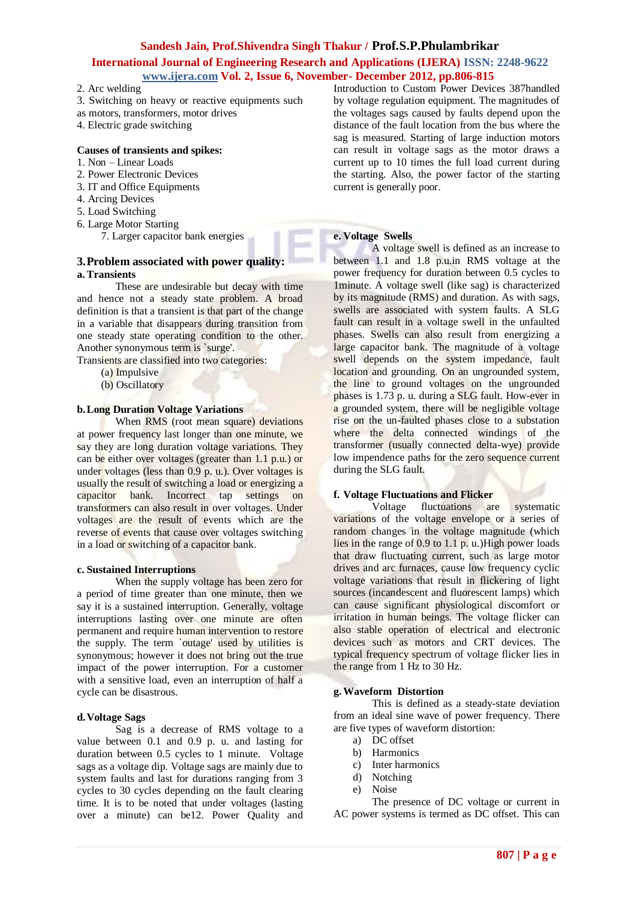2. Arc welding
3. Switching on heavy or reactive equipments such as motors, transformers, motor drives
4. Electric grade switching

**Causes of transients and spikes:**

1. Non – Linear Loads
2. Power Electronic Devices
3. IT and Office Equipments
4. Arcing Devices
5. Load Switching
6. Large Motor Starting
7. Larger capacitor bank energies

## 3. Problem associated with power quality:

### a. Transients

These are undesirable but decay with time and hence not a steady state problem. A broad definition is that a transient is that part of the change in a variable that disappears during transition from one steady state operating condition to the other. Another synonymous term is `surge'.

Transients are classified into two categories:

(a) Impulsive
(b) Oscillatory

### b. Long Duration Voltage Variations

When RMS (root mean square) deviations at power frequency last longer than one minute, we say they are long duration voltage variations. They can be either over voltages (greater than 1.1 p.u.) or under voltages (less than 0.9 p. u.). Over voltages is usually the result of switching a load or energizing a capacitor bank. Incorrect tap settings on transformers can also result in over voltages. Under voltages are the result of events which are the reverse of events that cause over voltages switching in a load or switching of a capacitor bank.

### c. Sustained Interruptions

When the supply voltage has been zero for a period of time greater than one minute, then we say it is a sustained interruption. Generally, voltage interruptions lasting over one minute are often permanent and require human intervention to restore the supply. The term `outage' used by utilities is synonymous; however it does not bring out the true impact of the power interruption. For a customer with a sensitive load, even an interruption of half a cycle can be disastrous.

### d. Voltage Sags

Sag is a decrease of RMS voltage to a value between 0.1 and 0.9 p. u. and lasting for duration between 0.5 cycles to 1 minute. Voltage sags as a voltage dip. Voltage sags are mainly due to system faults and last for durations ranging from 3 cycles to 30 cycles depending on the fault clearing time. It is to be noted that under voltages (lasting over a minute) can be12. Power Quality and Introduction to Custom Power Devices 387handled by voltage regulation equipment. The magnitudes of the voltages sags caused by faults depend upon the distance of the fault location from the bus where the sag is measured. Starting of large induction motors can result in voltage sags as the motor draws a current up to 10 times the full load current during the starting. Also, the power factor of the starting current is generally poor.

### e. Voltage Swells

A voltage swell is defined as an increase to between 1.1 and 1.8 p.u.in RMS voltage at the power frequency for duration between 0.5 cycles to 1minute. A voltage swell (like sag) is characterized by its magnitude (RMS) and duration. As with sags, swells are associated with system faults. A SLG fault can result in a voltage swell in the unfaulted phases. Swells can also result from energizing a large capacitor bank. The magnitude of a voltage swell depends on the system impedance, fault location and grounding. On an ungrounded system, the line to ground voltages on the ungrounded phases is 1.73 p. u. during a SLG fault. How-ever in a grounded system, there will be negligible voltage rise on the un-faulted phases close to a substation where the delta connected windings of the transformer (usually connected delta-wye) provide low impendence paths for the zero sequence current during the SLG fault.

### f. Voltage Fluctuations and Flicker

Voltage fluctuations are systematic variations of the voltage envelope or a series of random changes in the voltage magnitude (which lies in the range of 0.9 to 1.1 p. u.)High power loads that draw fluctuating current, such as large motor drives and arc furnaces, cause low frequency cyclic voltage variations that result in flickering of light sources (incandescent and fluorescent lamps) which can cause significant physiological discomfort or irritation in human beings. The voltage flicker can also stable operation of electrical and electronic devices such as motors and CRT devices. The typical frequency spectrum of voltage flicker lies in the range from 1 Hz to 30 Hz.

### g. Waveform Distortion

This is defined as a steady-state deviation from an ideal sine wave of power frequency. There are five types of waveform distortion:

a) DC offset
b) Harmonics
c) Inter harmonics
d) Notching
e) Noise

The presence of DC voltage or current in AC power systems is termed as DC offset. This can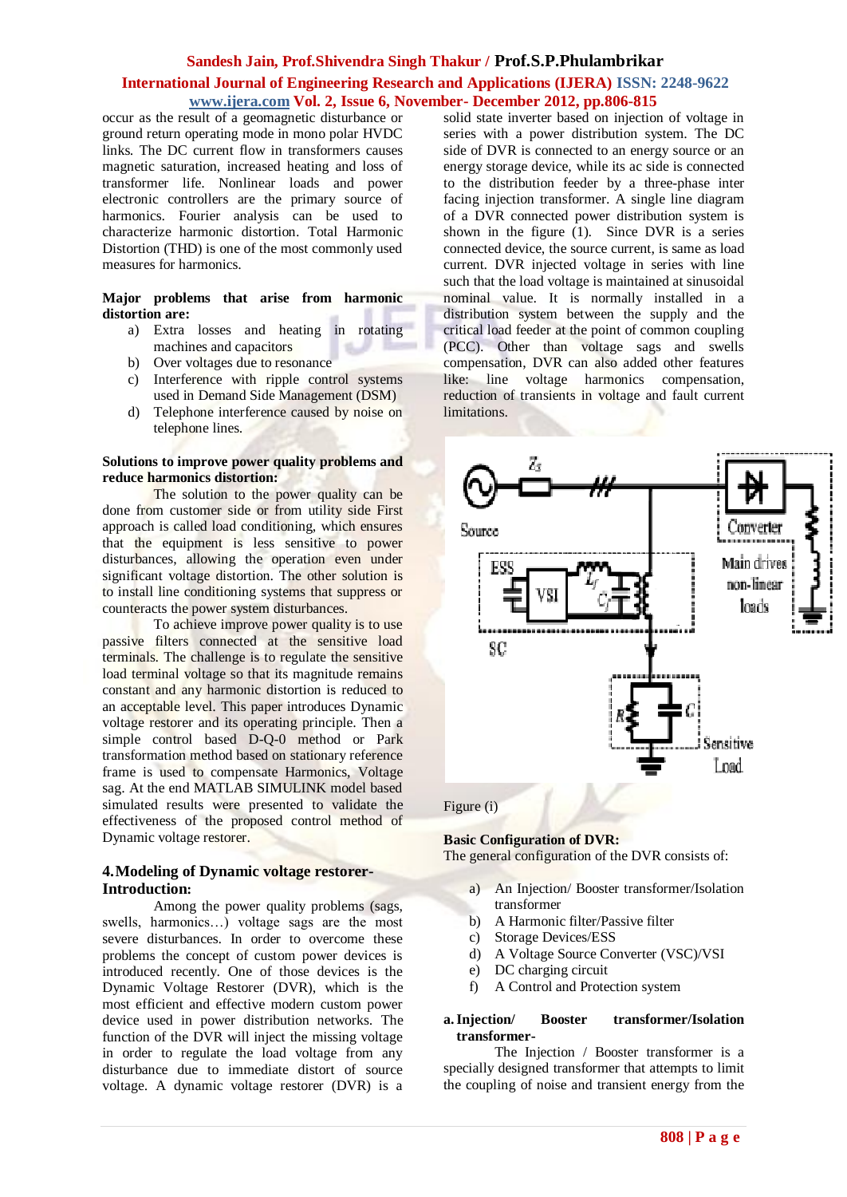occur as the result of a geomagnetic disturbance or ground return operating mode in mono polar HVDC links. The DC current flow in transformers causes magnetic saturation, increased heating and loss of transformer life. Nonlinear loads and power electronic controllers are the primary source of harmonics. Fourier analysis can be used to characterize harmonic distortion. Total Harmonic Distortion (THD) is one of the most commonly used measures for harmonics.

**Major problems that arise from harmonic distortion are:**

a) Extra losses and heating in rotating machines and capacitors
b) Over voltages due to resonance
c) Interference with ripple control systems used in Demand Side Management (DSM)
d) Telephone interference caused by noise on telephone lines.

**Solutions to improve power quality problems and reduce harmonics distortion:**

The solution to the power quality can be done from customer side or from utility side First approach is called load conditioning, which ensures that the equipment is less sensitive to power disturbances, allowing the operation even under significant voltage distortion. The other solution is to install line conditioning systems that suppress or counteracts the power system disturbances.

To achieve improve power quality is to use passive filters connected at the sensitive load terminals. The challenge is to regulate the sensitive load terminal voltage so that its magnitude remains constant and any harmonic distortion is reduced to an acceptable level. This paper introduces Dynamic voltage restorer and its operating principle. Then a simple control based D-Q-0 method or Park transformation method based on stationary reference frame is used to compensate Harmonics, Voltage sag. At the end MATLAB SIMULINK model based simulated results were presented to validate the effectiveness of the proposed control method of Dynamic voltage restorer.

## 4. Modeling of Dynamic voltage restorer- Introduction:

Among the power quality problems (sags, swells, harmonics…) voltage sags are the most severe disturbances. In order to overcome these problems the concept of custom power devices is introduced recently. One of those devices is the Dynamic Voltage Restorer (DVR), which is the most efficient and effective modern custom power device used in power distribution networks. The function of the DVR will inject the missing voltage in order to regulate the load voltage from any disturbance due to immediate distort of source voltage. A dynamic voltage restorer (DVR) is a solid state inverter based on injection of voltage in series with a power distribution system. The DC side of DVR is connected to an energy source or an energy storage device, while its ac side is connected to the distribution feeder by a three-phase inter facing injection transformer. A single line diagram of a DVR connected power distribution system is shown in the figure (1). Since DVR is a series connected device, the source current, is same as load current. DVR injected voltage in series with line such that the load voltage is maintained at sinusoidal nominal value. It is normally installed in a distribution system between the supply and the critical load feeder at the point of common coupling (PCC). Other than voltage sags and swells compensation, DVR can also added other features like: line voltage harmonics compensation, reduction of transients in voltage and fault current limitations.

Figure (i)

**Basic Configuration of DVR:**

The general configuration of the DVR consists of:

a) An Injection/ Booster transformer/Isolation transformer
b) A Harmonic filter/Passive filter
c) Storage Devices/ESS
d) A Voltage Source Converter (VSC)/VSI
e) DC charging circuit
f) A Control and Protection system

**a. Injection/ Booster transformer/Isolation transformer-**

The Injection / Booster transformer is a specially designed transformer that attempts to limit the coupling of noise and transient energy from the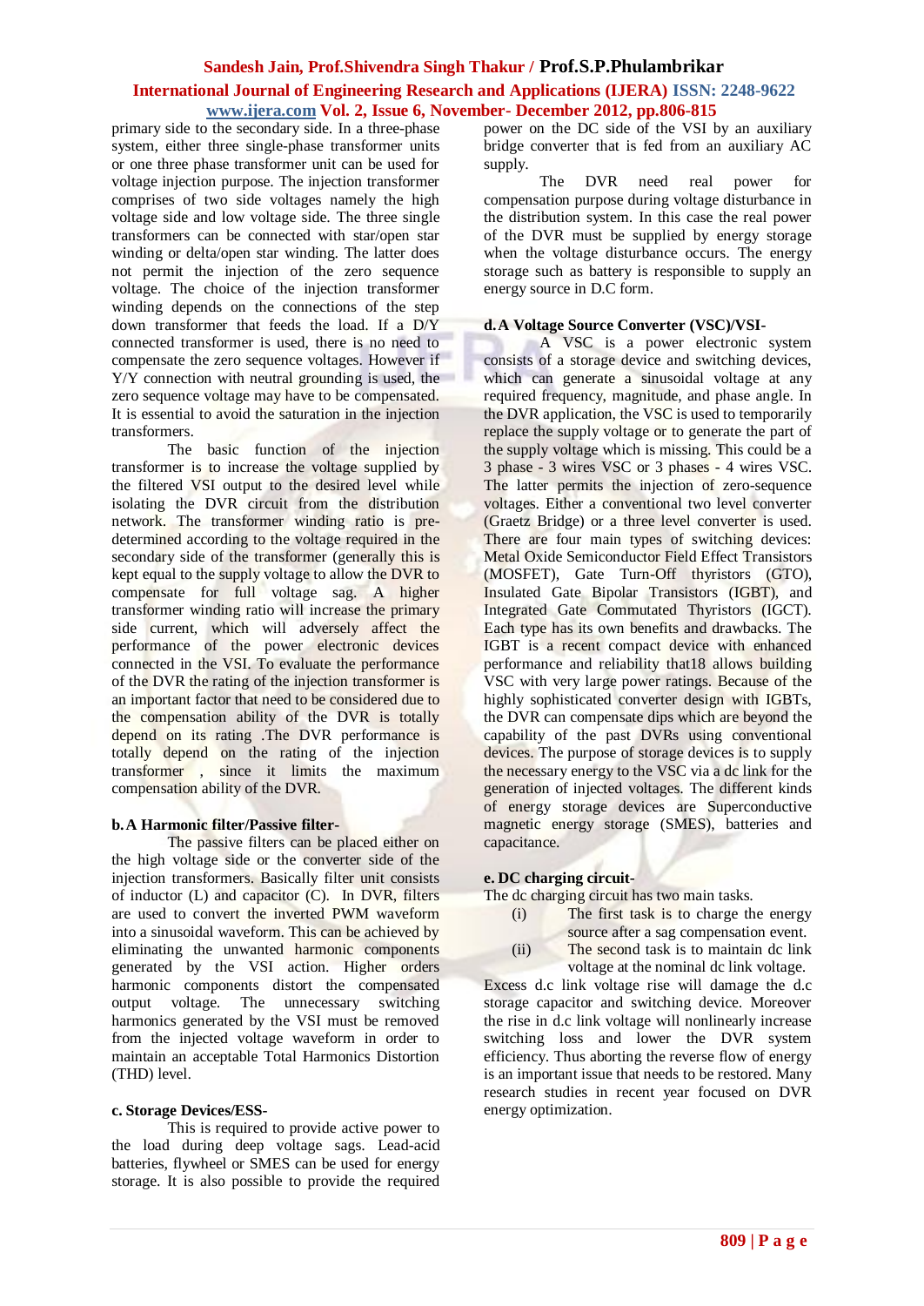primary side to the secondary side. In a three-phase system, either three single-phase transformer units or one three phase transformer unit can be used for voltage injection purpose. The injection transformer comprises of two side voltages namely the high voltage side and low voltage side. The three single transformers can be connected with star/open star winding or delta/open star winding. The latter does not permit the injection of the zero sequence voltage. The choice of the injection transformer winding depends on the connections of the step down transformer that feeds the load. If a D/Y connected transformer is used, there is no need to compensate the zero sequence voltages. However if Y/Y connection with neutral grounding is used, the zero sequence voltage may have to be compensated. It is essential to avoid the saturation in the injection transformers.

The basic function of the injection transformer is to increase the voltage supplied by the filtered VSI output to the desired level while isolating the DVR circuit from the distribution network. The transformer winding ratio is pre-determined according to the voltage required in the secondary side of the transformer (generally this is kept equal to the supply voltage to allow the DVR to compensate for full voltage sag. A higher transformer winding ratio will increase the primary side current, which will adversely affect the performance of the power electronic devices connected in the VSI. To evaluate the performance of the DVR the rating of the injection transformer is an important factor that need to be considered due to the compensation ability of the DVR is totally depend on its rating .The DVR performance is totally depend on the rating of the injection transformer , since it limits the maximum compensation ability of the DVR.

**b. A Harmonic filter/Passive filter-**

The passive filters can be placed either on the high voltage side or the converter side of the injection transformers. Basically filter unit consists of inductor (L) and capacitor (C). In DVR, filters are used to convert the inverted PWM waveform into a sinusoidal waveform. This can be achieved by eliminating the unwanted harmonic components generated by the VSI action. Higher orders harmonic components distort the compensated output voltage. The unnecessary switching harmonics generated by the VSI must be removed from the injected voltage waveform in order to maintain an acceptable Total Harmonics Distortion (THD) level.

**c. Storage Devices/ESS-**

This is required to provide active power to the load during deep voltage sags. Lead-acid batteries, flywheel or SMES can be used for energy storage. It is also possible to provide the required power on the DC side of the VSI by an auxiliary bridge converter that is fed from an auxiliary AC supply.

The DVR need real power for compensation purpose during voltage disturbance in the distribution system. In this case the real power of the DVR must be supplied by energy storage when the voltage disturbance occurs. The energy storage such as battery is responsible to supply an energy source in D.C form.

**d. A Voltage Source Converter (VSC)/VSI-**

A VSC is a power electronic system consists of a storage device and switching devices, which can generate a sinusoidal voltage at any required frequency, magnitude, and phase angle. In the DVR application, the VSC is used to temporarily replace the supply voltage or to generate the part of the supply voltage which is missing. This could be a 3 phase - 3 wires VSC or 3 phases - 4 wires VSC. The latter permits the injection of zero-sequence voltages. Either a conventional two level converter (Graetz Bridge) or a three level converter is used. There are four main types of switching devices: Metal Oxide Semiconductor Field Effect Transistors (MOSFET), Gate Turn-Off thyristors (GTO), Insulated Gate Bipolar Transistors (IGBT), and Integrated Gate Commutated Thyristors (IGCT). Each type has its own benefits and drawbacks. The IGBT is a recent compact device with enhanced performance and reliability that18 allows building VSC with very large power ratings. Because of the highly sophisticated converter design with IGBTs, the DVR can compensate dips which are beyond the capability of the past DVRs using conventional devices. The purpose of storage devices is to supply the necessary energy to the VSC via a dc link for the generation of injected voltages. The different kinds of energy storage devices are Superconductive magnetic energy storage (SMES), batteries and capacitance.

**e. DC charging circuit-**

The dc charging circuit has two main tasks.

(i) The first task is to charge the energy source after a sag compensation event.

(ii) The second task is to maintain dc link voltage at the nominal dc link voltage.

Excess d.c link voltage rise will damage the d.c storage capacitor and switching device. Moreover the rise in d.c link voltage will nonlinearly increase switching loss and lower the DVR system efficiency. Thus aborting the reverse flow of energy is an important issue that needs to be restored. Many research studies in recent year focused on DVR energy optimization.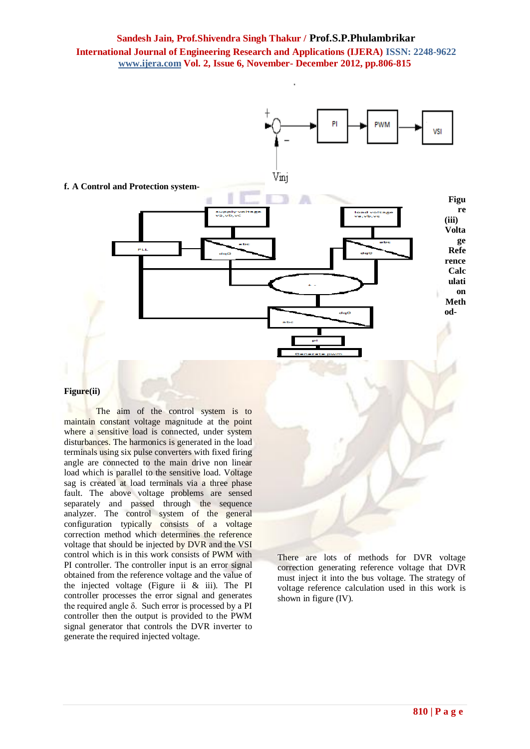**f. A Control and Protection system-**

Figure (iii) Voltage Reference Calculation Method-

**Figure(ii)**

The aim of the control system is to maintain constant voltage magnitude at the point where a sensitive load is connected, under system disturbances. The harmonics is generated in the load terminals using six pulse converters with fixed firing angle are connected to the main drive non linear load which is parallel to the sensitive load. Voltage sag is created at load terminals via a three phase fault. The above voltage problems are sensed separately and passed through the sequence analyzer. The control system of the general configuration typically consists of a voltage correction method which determines the reference voltage that should be injected by DVR and the VSI control which is in this work consists of PWM with PI controller. The controller input is an error signal obtained from the reference voltage and the value of the injected voltage (Figure ii & iii). The PI controller processes the error signal and generates the required angle δ. Such error is processed by a PI controller then the output is provided to the PWM signal generator that controls the DVR inverter to generate the required injected voltage.

There are lots of methods for DVR voltage correction generating reference voltage that DVR must inject it into the bus voltage. The strategy of voltage reference calculation used in this work is shown in figure (IV).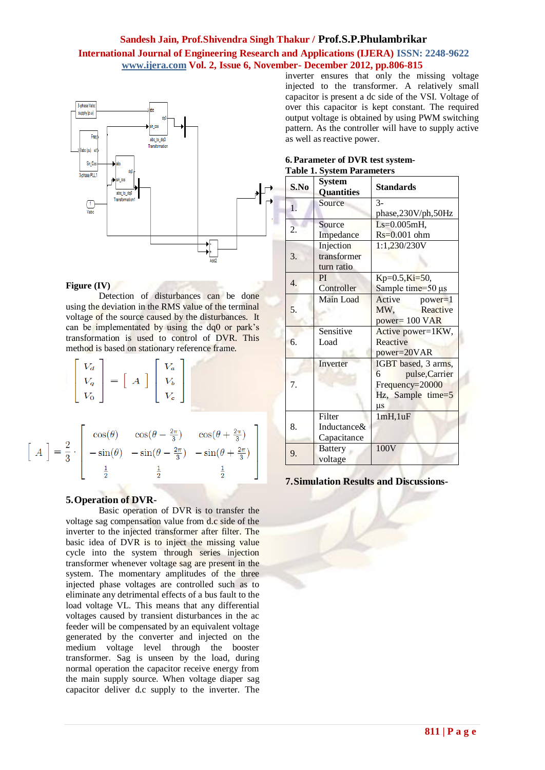inverter ensures that only the missing voltage injected to the transformer. A relatively small capacitor is present a dc side of the VSI. Voltage of over this capacitor is kept constant. The required output voltage is obtained by using PWM switching pattern. As the controller will have to supply active as well as reactive power.

**Figure (IV)**

Detection of disturbances can be done using the deviation in the RMS value of the terminal voltage of the source caused by the disturbances. It can be implemented by using the dq0 or park's transformation is used to control of DVR. This method is based on stationary reference frame.

$$\begin{bmatrix} V_d \\ V_q \\ V_0 \end{bmatrix} = \begin{bmatrix} A \end{bmatrix} \begin{bmatrix} V_a \\ V_b \\ V_c \end{bmatrix}$$

$$\begin{bmatrix} A \end{bmatrix} = \frac{2}{3} \cdot \begin{bmatrix} \cos(\theta) & \cos(\theta - \frac{2\pi}{3}) & \cos(\theta + \frac{2\pi}{3}) \\ -\sin(\theta) & -\sin(\theta - \frac{2\pi}{3}) & -\sin(\theta + \frac{2\pi}{3}) \\ \frac{1}{2} & \frac{1}{2} & \frac{1}{2} \end{bmatrix}$$

## 5. Operation of DVR-

Basic operation of DVR is to transfer the voltage sag compensation value from d.c side of the inverter to the injected transformer after filter. The basic idea of DVR is to inject the missing value cycle into the system through series injection transformer whenever voltage sag are present in the system. The momentary amplitudes of the three injected phase voltages are controlled such as to eliminate any detrimental effects of a bus fault to the load voltage VL. This means that any differential voltages caused by transient disturbances in the ac feeder will be compensated by an equivalent voltage generated by the converter and injected on the medium voltage level through the booster transformer. Sag is unseen by the load, during normal operation the capacitor receive energy from the main supply source. When voltage diaper sag capacitor deliver d.c supply to the inverter. The

## 6. Parameter of DVR test system-

**Table 1. System Parameters**

| S.No | System Quantities | Standards |
|---|---|---|
| 1. | Source | 3-phase,230V/ph,50Hz |
| 2. | Source Impedance | Ls=0.005mH, Rs=0.001 ohm |
| 3. | Injection transformer turn ratio | 1:1,230/230V |
| 4. | PI Controller | Kp=0.5,Ki=50, Sample time=50 µs |
| 5. | Main Load | Active power=1 MW, Reactive power= 100 VAR |
| 6. | Sensitive Load | Active power=1KW, Reactive power=20VAR |
| 7. | Inverter | IGBT based, 3 arms, 6 pulse,Carrier Frequency=20000 Hz, Sample time=5 µs |
| 8. | Filter Inductance& Capacitance | 1mH,1uF |
| 9. | Battery voltage | 100V |

## 7. Simulation Results and Discussions-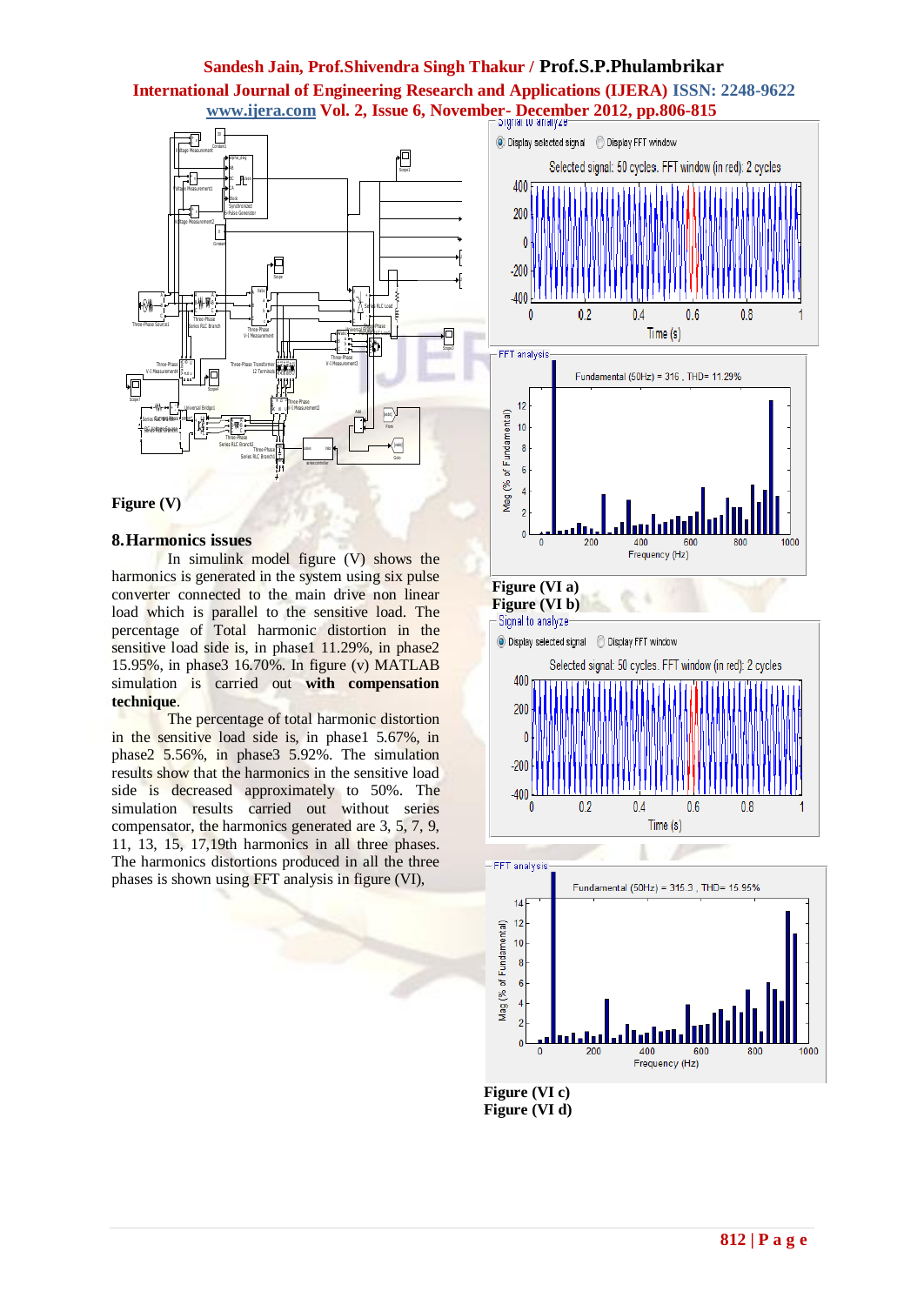Figure (V)

## 8. Harmonics issues

In simulink model figure (V) shows the harmonics is generated in the system using six pulse converter connected to the main drive non linear load which is parallel to the sensitive load. The percentage of Total harmonic distortion in the sensitive load side is, in phase1 11.29%, in phase2 15.95%, in phase3 16.70%. In figure (v) MATLAB simulation is carried out **with compensation technique**.

The percentage of total harmonic distortion in the sensitive load side is, in phase1 5.67%, in phase2 5.56%, in phase3 5.92%. The simulation results show that the harmonics in the sensitive load side is decreased approximately to 50%. The simulation results carried out without series compensator, the harmonics generated are 3, 5, 7, 9, 11, 13, 15, 17,19th harmonics in all three phases. The harmonics distortions produced in all the three phases is shown using FFT analysis in figure (VI),

Figure (VI a)

Figure (VI b)

Figure (VI c)

Figure (VI d)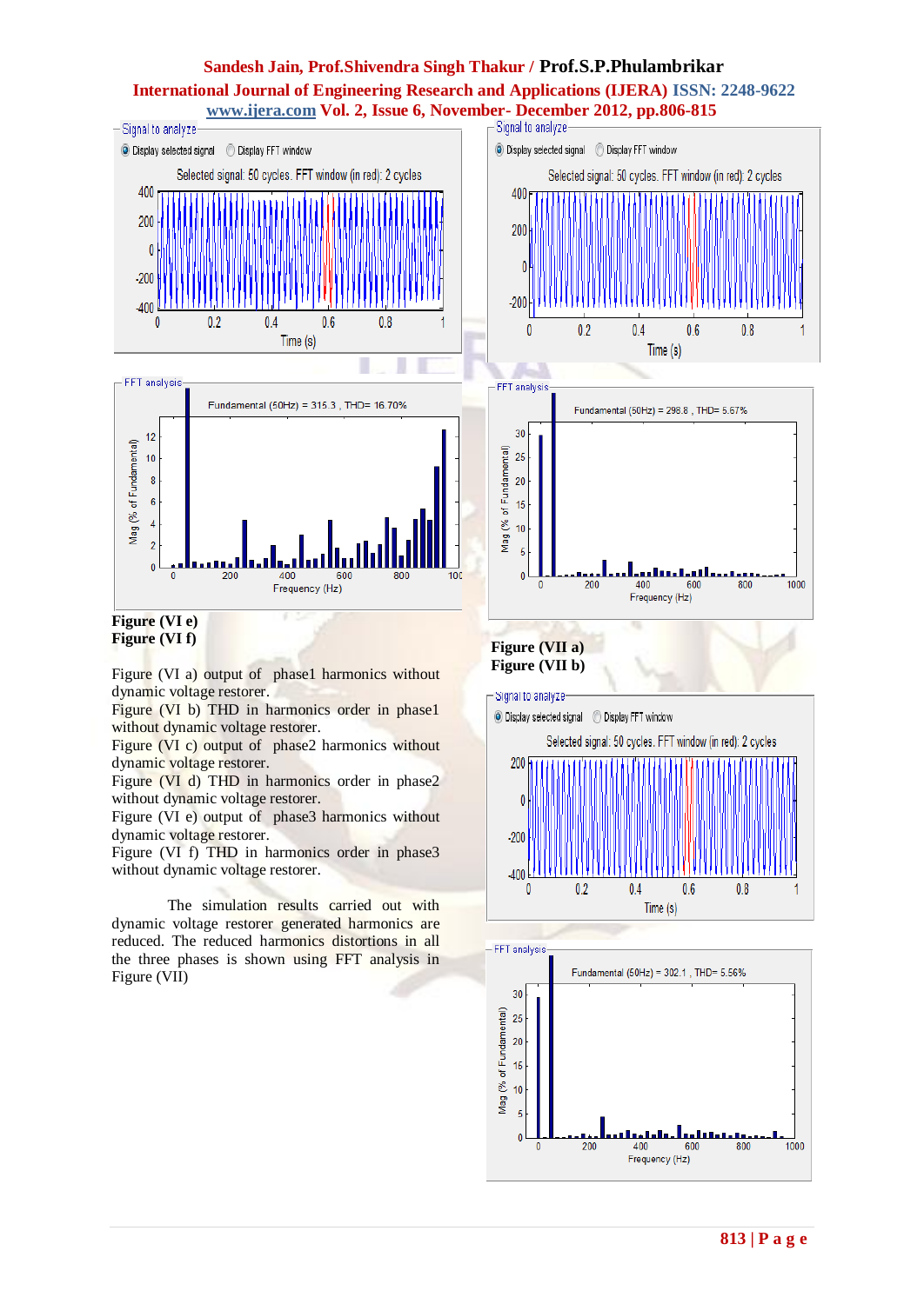**Figure (VI e)**
**Figure (VI f)**

Figure (VI a) output of phase1 harmonics without dynamic voltage restorer.
Figure (VI b) THD in harmonics order in phase1 without dynamic voltage restorer.
Figure (VI c) output of phase2 harmonics without dynamic voltage restorer.
Figure (VI d) THD in harmonics order in phase2 without dynamic voltage restorer.
Figure (VI e) output of phase3 harmonics without dynamic voltage restorer.
Figure (VI f) THD in harmonics order in phase3 without dynamic voltage restorer.

The simulation results carried out with dynamic voltage restorer generated harmonics are reduced. The reduced harmonics distortions in all the three phases is shown using FFT analysis in Figure (VII)

**Figure (VII a)**
**Figure (VII b)**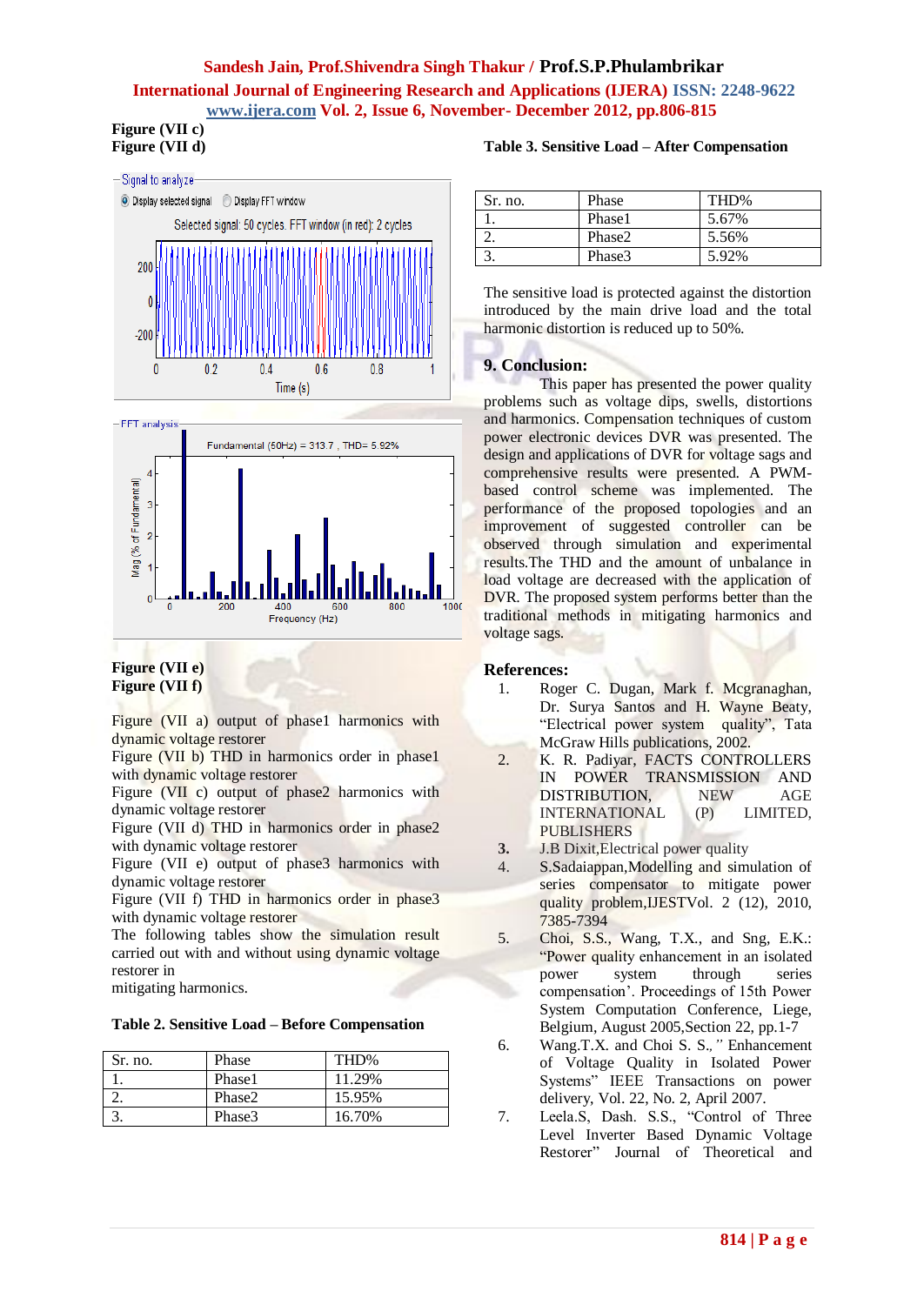Figure (VII c)
Figure (VII d)

Figure (VII e)
Figure (VII f)

Figure (VII a) output of phase1 harmonics with dynamic voltage restorer
Figure (VII b) THD in harmonics order in phase1 with dynamic voltage restorer
Figure (VII c) output of phase2 harmonics with dynamic voltage restorer
Figure (VII d) THD in harmonics order in phase2 with dynamic voltage restorer
Figure (VII e) output of phase3 harmonics with dynamic voltage restorer
Figure (VII f) THD in harmonics order in phase3 with dynamic voltage restorer
The following tables show the simulation result carried out with and without using dynamic voltage restorer in
mitigating harmonics.

**Table 2. Sensitive Load – Before Compensation**

| Sr. no. | Phase | THD% |
|---|---|---|
| 1. | Phase1 | 11.29% |
| 2. | Phase2 | 15.95% |
| 3. | Phase3 | 16.70% |

**Table 3. Sensitive Load – After Compensation**

| Sr. no. | Phase | THD% |
|---|---|---|
| 1. | Phase1 | 5.67% |
| 2. | Phase2 | 5.56% |
| 3. | Phase3 | 5.92% |

The sensitive load is protected against the distortion introduced by the main drive load and the total harmonic distortion is reduced up to 50%.

## 9. Conclusion:

This paper has presented the power quality problems such as voltage dips, swells, distortions and harmonics. Compensation techniques of custom power electronic devices DVR was presented. The design and applications of DVR for voltage sags and comprehensive results were presented. A PWM-based control scheme was implemented. The performance of the proposed topologies and an improvement of suggested controller can be observed through simulation and experimental results.The THD and the amount of unbalance in load voltage are decreased with the application of DVR. The proposed system performs better than the traditional methods in mitigating harmonics and voltage sags.

## References:

1. Roger C. Dugan, Mark f. Mcgranaghan, Dr. Surya Santos and H. Wayne Beaty, "Electrical power system quality", Tata McGraw Hills publications, 2002.
2. K. R. Padiyar, FACTS CONTROLLERS IN POWER TRANSMISSION AND DISTRIBUTION, NEW AGE INTERNATIONAL (P) LIMITED, PUBLISHERS
3. J.B Dixit,Electrical power quality
4. S.Sadaiappan,Modelling and simulation of series compensator to mitigate power quality problem,IJESTVol. 2 (12), 2010, 7385-7394
5. Choi, S.S., Wang, T.X., and Sng, E.K.: "Power quality enhancement in an isolated power system through series compensation'. Proceedings of 15th Power System Computation Conference, Liege, Belgium, August 2005,Section 22, pp.1-7
6. Wang.T.X. and Choi S. S.," Enhancement of Voltage Quality in Isolated Power Systems" IEEE Transactions on power delivery, Vol. 22, No. 2, April 2007.
7. Leela.S, Dash. S.S., "Control of Three Level Inverter Based Dynamic Voltage Restorer" Journal of Theoretical and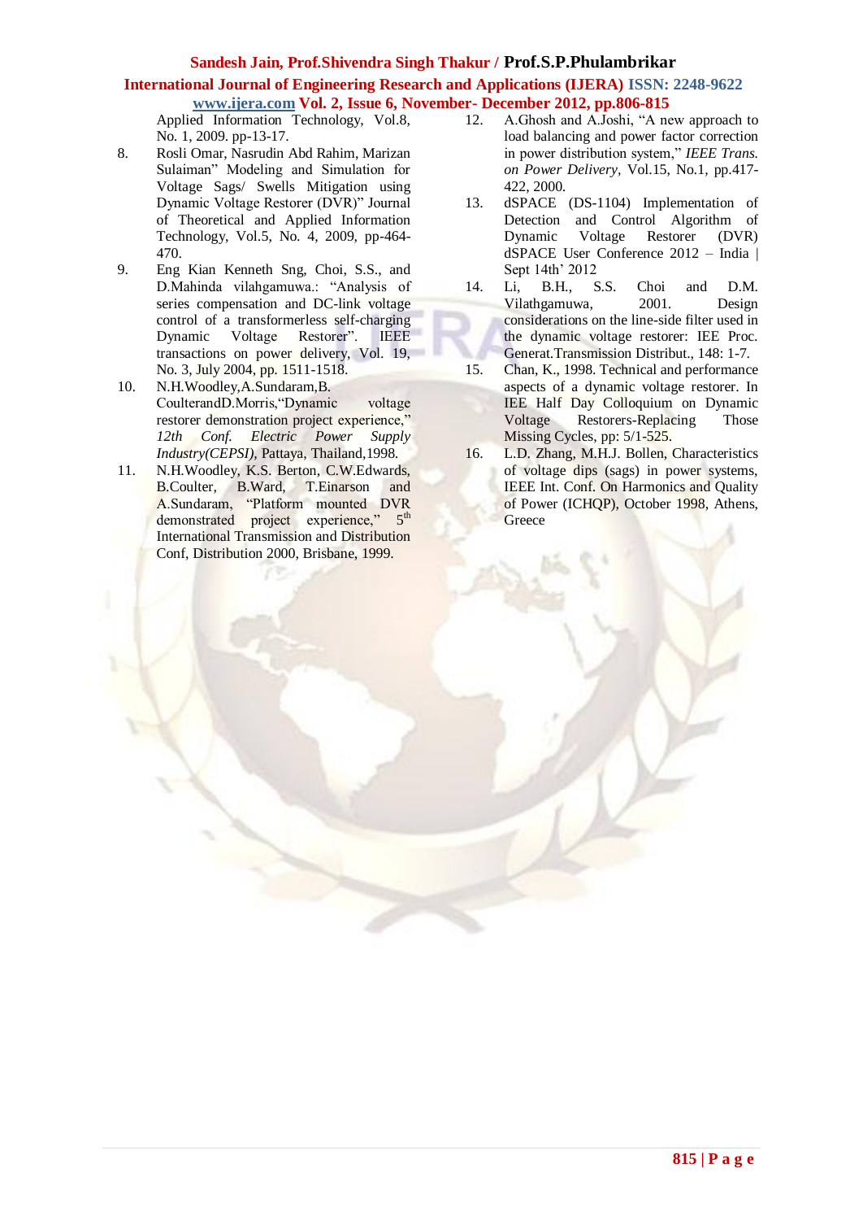Applied Information Technology, Vol.8, No. 1, 2009. pp-13-17.

8. Rosli Omar, Nasrudin Abd Rahim, Marizan Sulaiman" Modeling and Simulation for Voltage Sags/ Swells Mitigation using Dynamic Voltage Restorer (DVR)" Journal of Theoretical and Applied Information Technology, Vol.5, No. 4, 2009, pp-464-470.
9. Eng Kian Kenneth Sng, Choi, S.S., and D.Mahinda vilahgamuwa.: "Analysis of series compensation and DC-link voltage control of a transformerless self-charging Dynamic Voltage Restorer". IEEE transactions on power delivery, Vol. 19, No. 3, July 2004, pp. 1511-1518.
10. N.H.Woodley,A.Sundaram,B. CoulterandD.Morris,"Dynamic voltage restorer demonstration project experience," *12th Conf. Electric Power Supply Industry(CEPSI),* Pattaya, Thailand,1998.
11. N.H.Woodley, K.S. Berton, C.W.Edwards, B.Coulter, B.Ward, T.Einarson and A.Sundaram, "Platform mounted DVR demonstrated project experience," 5th International Transmission and Distribution Conf, Distribution 2000, Brisbane, 1999.
12. A.Ghosh and A.Joshi, "A new approach to load balancing and power factor correction in power distribution system," *IEEE Trans. on Power Delivery*, Vol.15, No.1, pp.417-422, 2000.
13. dSPACE (DS-1104) Implementation of Detection and Control Algorithm of Dynamic Voltage Restorer (DVR) dSPACE User Conference 2012 – India | Sept 14th' 2012
14. Li, B.H., S.S. Choi and D.M. Vilathgamuwa, 2001. Design considerations on the line-side filter used in the dynamic voltage restorer: IEE Proc. Generat.Transmission Distribut., 148: 1-7.
15. Chan, K., 1998. Technical and performance aspects of a dynamic voltage restorer. In IEE Half Day Colloquium on Dynamic Voltage Restorers-Replacing Those Missing Cycles, pp: 5/1-525.
16. L.D. Zhang, M.H.J. Bollen, Characteristics of voltage dips (sags) in power systems, IEEE Int. Conf. On Harmonics and Quality of Power (ICHQP), October 1998, Athens, Greece